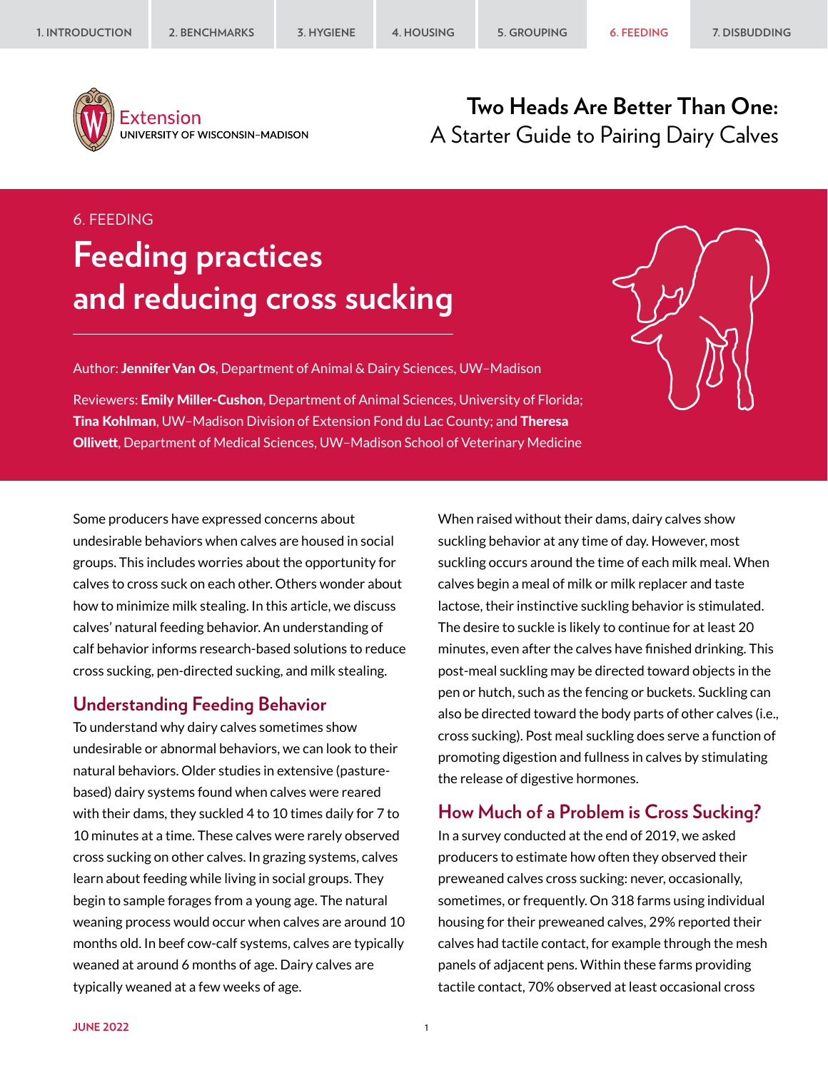1. INTRODUCTION | 2. BENCHMARKS | 3. HYGIENE | 4. HOUSING | 5. GROUPING | 6. FEEDING | 7. DISBUDDING

Extension
UNIVERSITY OF WISCONSIN–MADISON

**Two Heads Are Better Than One:**
A Starter Guide to Pairing Dairy Calves

6. FEEDING

# Feeding practices and reducing cross sucking

Author: **Jennifer Van Os**, Department of Animal & Dairy Sciences, UW–Madison

Reviewers: **Emily Miller-Cushon**, Department of Animal Sciences, University of Florida; **Tina Kohlman**, UW–Madison Division of Extension Fond du Lac County; and **Theresa Ollivett**, Department of Medical Sciences, UW–Madison School of Veterinary Medicine

Some producers have expressed concerns about undesirable behaviors when calves are housed in social groups. This includes worries about the opportunity for calves to cross suck on each other. Others wonder about how to minimize milk stealing. In this article, we discuss calves' natural feeding behavior. An understanding of calf behavior informs research-based solutions to reduce cross sucking, pen-directed sucking, and milk stealing.

## Understanding Feeding Behavior

To understand why dairy calves sometimes show undesirable or abnormal behaviors, we can look to their natural behaviors. Older studies in extensive (pasture-based) dairy systems found when calves were reared with their dams, they suckled 4 to 10 times daily for 7 to 10 minutes at a time. These calves were rarely observed cross sucking on other calves. In grazing systems, calves learn about feeding while living in social groups. They begin to sample forages from a young age. The natural weaning process would occur when calves are around 10 months old. In beef cow-calf systems, calves are typically weaned at around 6 months of age. Dairy calves are typically weaned at a few weeks of age.

When raised without their dams, dairy calves show suckling behavior at any time of day. However, most suckling occurs around the time of each milk meal. When calves begin a meal of milk or milk replacer and taste lactose, their instinctive suckling behavior is stimulated. The desire to suckle is likely to continue for at least 20 minutes, even after the calves have finished drinking. This post-meal suckling may be directed toward objects in the pen or hutch, such as the fencing or buckets. Suckling can also be directed toward the body parts of other calves (i.e., cross sucking). Post meal suckling does serve a function of promoting digestion and fullness in calves by stimulating the release of digestive hormones.

## How Much of a Problem is Cross Sucking?

In a survey conducted at the end of 2019, we asked producers to estimate how often they observed their preweaned calves cross sucking: never, occasionally, sometimes, or frequently. On 318 farms using individual housing for their preweaned calves, 29% reported their calves had tactile contact, for example through the mesh panels of adjacent pens. Within these farms providing tactile contact, 70% observed at least occasional cross

JUNE 2022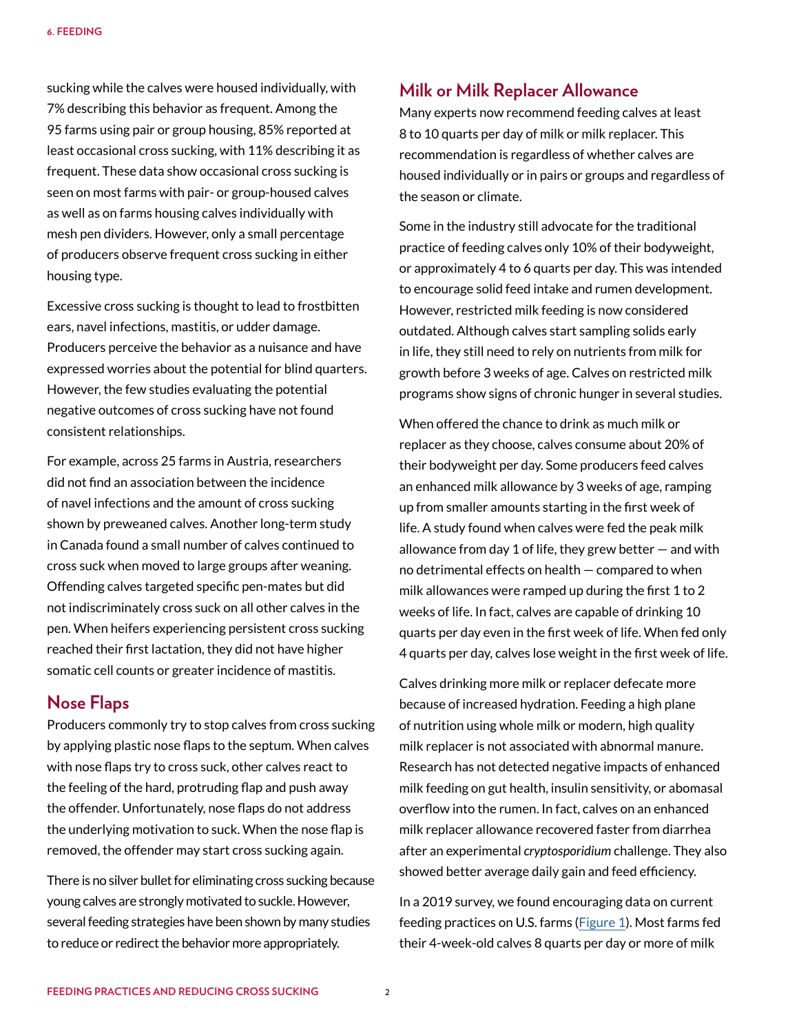sucking while the calves were housed individually, with 7% describing this behavior as frequent. Among the 95 farms using pair or group housing, 85% reported at least occasional cross sucking, with 11% describing it as frequent. These data show occasional cross sucking is seen on most farms with pair- or group-housed calves as well as on farms housing calves individually with mesh pen dividers. However, only a small percentage of producers observe frequent cross sucking in either housing type.

Excessive cross sucking is thought to lead to frostbitten ears, navel infections, mastitis, or udder damage. Producers perceive the behavior as a nuisance and have expressed worries about the potential for blind quarters. However, the few studies evaluating the potential negative outcomes of cross sucking have not found consistent relationships.

For example, across 25 farms in Austria, researchers did not find an association between the incidence of navel infections and the amount of cross sucking shown by preweaned calves. Another long-term study in Canada found a small number of calves continued to cross suck when moved to large groups after weaning. Offending calves targeted specific pen-mates but did not indiscriminately cross suck on all other calves in the pen. When heifers experiencing persistent cross sucking reached their first lactation, they did not have higher somatic cell counts or greater incidence of mastitis.

## Nose Flaps

Producers commonly try to stop calves from cross sucking by applying plastic nose flaps to the septum. When calves with nose flaps try to cross suck, other calves react to the feeling of the hard, protruding flap and push away the offender. Unfortunately, nose flaps do not address the underlying motivation to suck. When the nose flap is removed, the offender may start cross sucking again.

There is no silver bullet for eliminating cross sucking because young calves are strongly motivated to suckle. However, several feeding strategies have been shown by many studies to reduce or redirect the behavior more appropriately.

## Milk or Milk Replacer Allowance

Many experts now recommend feeding calves at least 8 to 10 quarts per day of milk or milk replacer. This recommendation is regardless of whether calves are housed individually or in pairs or groups and regardless of the season or climate.

Some in the industry still advocate for the traditional practice of feeding calves only 10% of their bodyweight, or approximately 4 to 6 quarts per day. This was intended to encourage solid feed intake and rumen development. However, restricted milk feeding is now considered outdated. Although calves start sampling solids early in life, they still need to rely on nutrients from milk for growth before 3 weeks of age. Calves on restricted milk programs show signs of chronic hunger in several studies.

When offered the chance to drink as much milk or replacer as they choose, calves consume about 20% of their bodyweight per day. Some producers feed calves an enhanced milk allowance by 3 weeks of age, ramping up from smaller amounts starting in the first week of life. A study found when calves were fed the peak milk allowance from day 1 of life, they grew better — and with no detrimental effects on health — compared to when milk allowances were ramped up during the first 1 to 2 weeks of life. In fact, calves are capable of drinking 10 quarts per day even in the first week of life. When fed only 4 quarts per day, calves lose weight in the first week of life.

Calves drinking more milk or replacer defecate more because of increased hydration. Feeding a high plane of nutrition using whole milk or modern, high quality milk replacer is not associated with abnormal manure. Research has not detected negative impacts of enhanced milk feeding on gut health, insulin sensitivity, or abomasal overflow into the rumen. In fact, calves on an enhanced milk replacer allowance recovered faster from diarrhea after an experimental *cryptosporidium* challenge. They also showed better average daily gain and feed efficiency.

In a 2019 survey, we found encouraging data on current feeding practices on U.S. farms (Figure 1). Most farms fed their 4-week-old calves 8 quarts per day or more of milk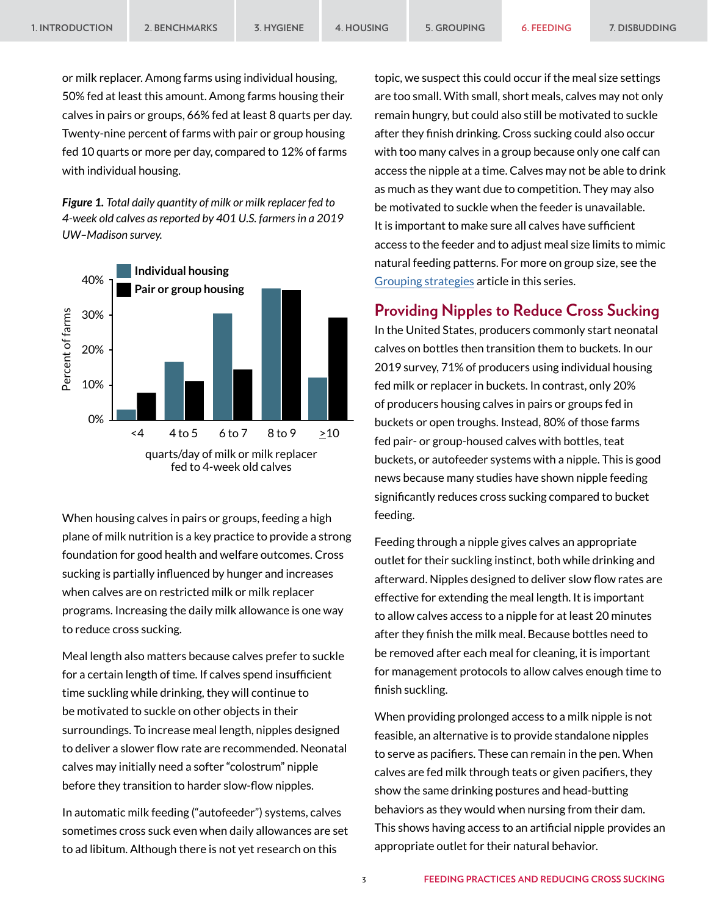or milk replacer. Among farms using individual housing, 50% fed at least this amount. Among farms housing their calves in pairs or groups, 66% fed at least 8 quarts per day. Twenty-nine percent of farms with pair or group housing fed 10 quarts or more per day, compared to 12% of farms with individual housing.

***Figure 1.*** *Total daily quantity of milk or milk replacer fed to 4-week old calves as reported by 401 U.S. farmers in a 2019 UW–Madison survey.*

When housing calves in pairs or groups, feeding a high plane of milk nutrition is a key practice to provide a strong foundation for good health and welfare outcomes. Cross sucking is partially influenced by hunger and increases when calves are on restricted milk or milk replacer programs. Increasing the daily milk allowance is one way to reduce cross sucking.

Meal length also matters because calves prefer to suckle for a certain length of time. If calves spend insufficient time suckling while drinking, they will continue to be motivated to suckle on other objects in their surroundings. To increase meal length, nipples designed to deliver a slower flow rate are recommended. Neonatal calves may initially need a softer “colostrum” nipple before they transition to harder slow-flow nipples.

In automatic milk feeding (“autofeeder”) systems, calves sometimes cross suck even when daily allowances are set to ad libitum. Although there is not yet research on this topic, we suspect this could occur if the meal size settings are too small. With small, short meals, calves may not only remain hungry, but could also still be motivated to suckle after they finish drinking. Cross sucking could also occur with too many calves in a group because only one calf can access the nipple at a time. Calves may not be able to drink as much as they want due to competition. They may also be motivated to suckle when the feeder is unavailable. It is important to make sure all calves have sufficient access to the feeder and to adjust meal size limits to mimic natural feeding patterns. For more on group size, see the Grouping strategies article in this series.

## Providing Nipples to Reduce Cross Sucking

In the United States, producers commonly start neonatal calves on bottles then transition them to buckets. In our 2019 survey, 71% of producers using individual housing fed milk or replacer in buckets. In contrast, only 20% of producers housing calves in pairs or groups fed in buckets or open troughs. Instead, 80% of those farms fed pair- or group-housed calves with bottles, teat buckets, or autofeeder systems with a nipple. This is good news because many studies have shown nipple feeding significantly reduces cross sucking compared to bucket feeding.

Feeding through a nipple gives calves an appropriate outlet for their suckling instinct, both while drinking and afterward. Nipples designed to deliver slow flow rates are effective for extending the meal length. It is important to allow calves access to a nipple for at least 20 minutes after they finish the milk meal. Because bottles need to be removed after each meal for cleaning, it is important for management protocols to allow calves enough time to finish suckling.

When providing prolonged access to a milk nipple is not feasible, an alternative is to provide standalone nipples to serve as pacifiers. These can remain in the pen. When calves are fed milk through teats or given pacifiers, they show the same drinking postures and head-butting behaviors as they would when nursing from their dam. This shows having access to an artificial nipple provides an appropriate outlet for their natural behavior.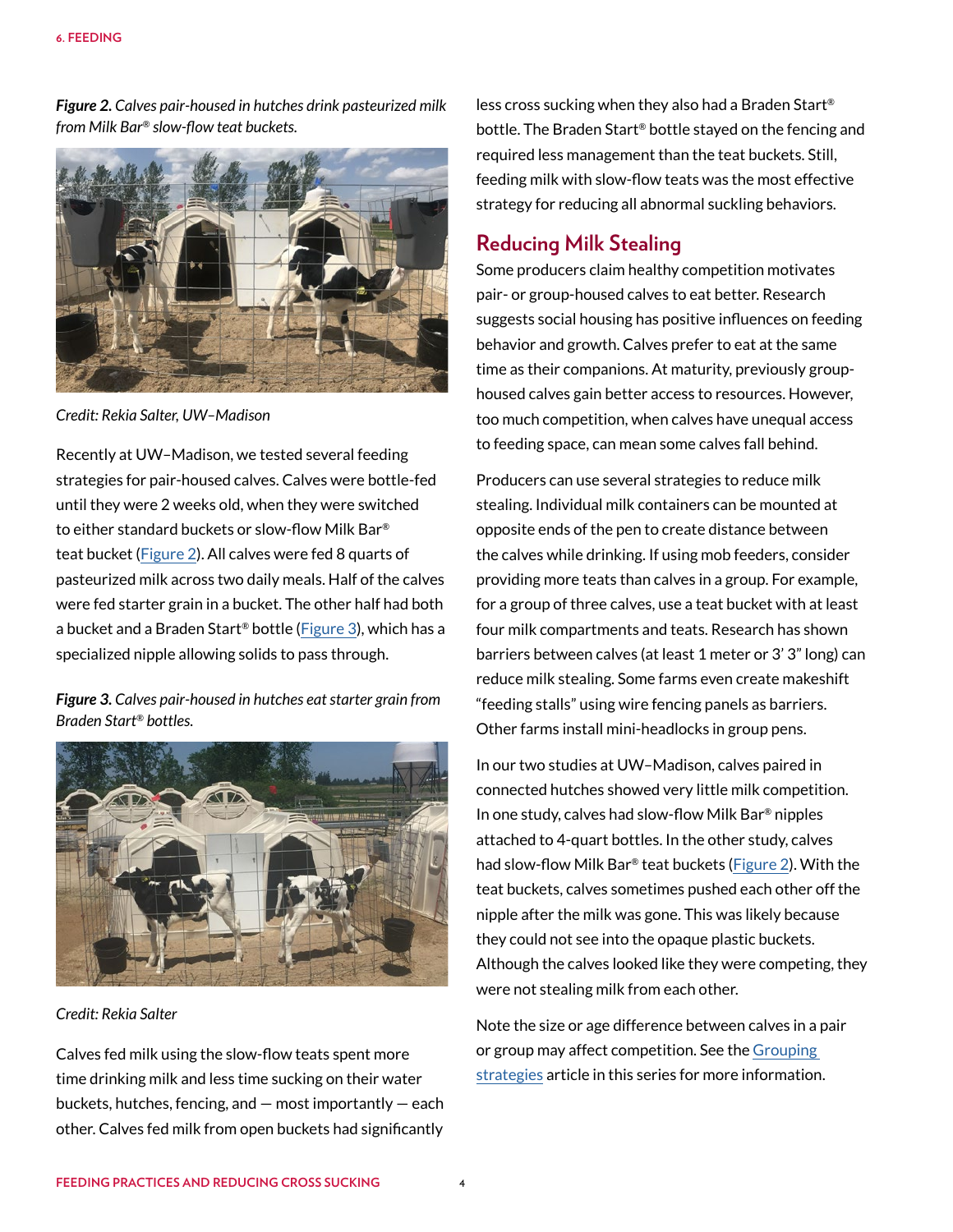*Figure 2. Calves pair-housed in hutches drink pasteurized milk from Milk Bar® slow-flow teat buckets.*

*Credit: Rekia Salter, UW–Madison*

Recently at UW–Madison, we tested several feeding strategies for pair-housed calves. Calves were bottle-fed until they were 2 weeks old, when they were switched to either standard buckets or slow-flow Milk Bar® teat bucket (Figure 2). All calves were fed 8 quarts of pasteurized milk across two daily meals. Half of the calves were fed starter grain in a bucket. The other half had both a bucket and a Braden Start® bottle (Figure 3), which has a specialized nipple allowing solids to pass through.

*Figure 3. Calves pair-housed in hutches eat starter grain from Braden Start® bottles.*

*Credit: Rekia Salter*

Calves fed milk using the slow-flow teats spent more time drinking milk and less time sucking on their water buckets, hutches, fencing, and — most importantly — each other. Calves fed milk from open buckets had significantly less cross sucking when they also had a Braden Start® bottle. The Braden Start® bottle stayed on the fencing and required less management than the teat buckets. Still, feeding milk with slow-flow teats was the most effective strategy for reducing all abnormal suckling behaviors.

## Reducing Milk Stealing

Some producers claim healthy competition motivates pair- or group-housed calves to eat better. Research suggests social housing has positive influences on feeding behavior and growth. Calves prefer to eat at the same time as their companions. At maturity, previously group-housed calves gain better access to resources. However, too much competition, when calves have unequal access to feeding space, can mean some calves fall behind.

Producers can use several strategies to reduce milk stealing. Individual milk containers can be mounted at opposite ends of the pen to create distance between the calves while drinking. If using mob feeders, consider providing more teats than calves in a group. For example, for a group of three calves, use a teat bucket with at least four milk compartments and teats. Research has shown barriers between calves (at least 1 meter or 3' 3" long) can reduce milk stealing. Some farms even create makeshift "feeding stalls" using wire fencing panels as barriers. Other farms install mini-headlocks in group pens.

In our two studies at UW–Madison, calves paired in connected hutches showed very little milk competition. In one study, calves had slow-flow Milk Bar® nipples attached to 4-quart bottles. In the other study, calves had slow-flow Milk Bar® teat buckets (Figure 2). With the teat buckets, calves sometimes pushed each other off the nipple after the milk was gone. This was likely because they could not see into the opaque plastic buckets. Although the calves looked like they were competing, they were not stealing milk from each other.

Note the size or age difference between calves in a pair or group may affect competition. See the Grouping strategies article in this series for more information.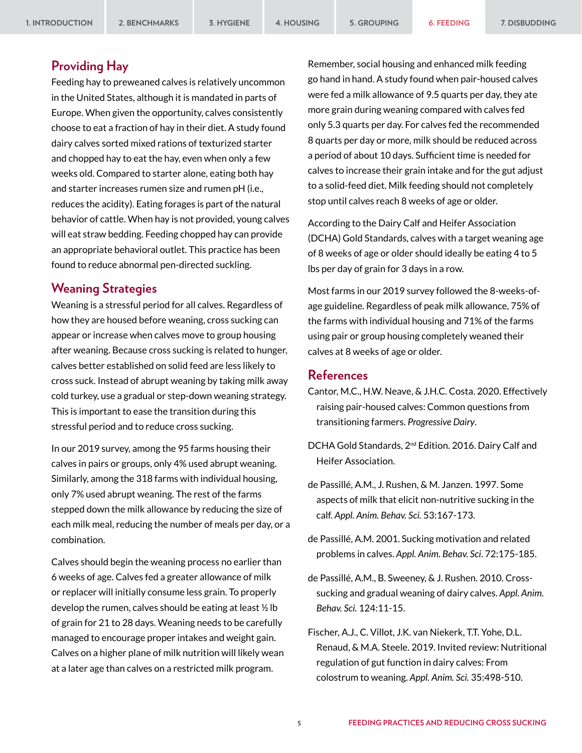## Providing Hay

Feeding hay to preweaned calves is relatively uncommon in the United States, although it is mandated in parts of Europe. When given the opportunity, calves consistently choose to eat a fraction of hay in their diet. A study found dairy calves sorted mixed rations of texturized starter and chopped hay to eat the hay, even when only a few weeks old. Compared to starter alone, eating both hay and starter increases rumen size and rumen pH (i.e., reduces the acidity). Eating forages is part of the natural behavior of cattle. When hay is not provided, young calves will eat straw bedding. Feeding chopped hay can provide an appropriate behavioral outlet. This practice has been found to reduce abnormal pen-directed suckling.

## Weaning Strategies

Weaning is a stressful period for all calves. Regardless of how they are housed before weaning, cross sucking can appear or increase when calves move to group housing after weaning. Because cross sucking is related to hunger, calves better established on solid feed are less likely to cross suck. Instead of abrupt weaning by taking milk away cold turkey, use a gradual or step-down weaning strategy. This is important to ease the transition during this stressful period and to reduce cross sucking.

In our 2019 survey, among the 95 farms housing their calves in pairs or groups, only 4% used abrupt weaning. Similarly, among the 318 farms with individual housing, only 7% used abrupt weaning. The rest of the farms stepped down the milk allowance by reducing the size of each milk meal, reducing the number of meals per day, or a combination.

Calves should begin the weaning process no earlier than 6 weeks of age. Calves fed a greater allowance of milk or replacer will initially consume less grain. To properly develop the rumen, calves should be eating at least ½ lb of grain for 21 to 28 days. Weaning needs to be carefully managed to encourage proper intakes and weight gain. Calves on a higher plane of milk nutrition will likely wean at a later age than calves on a restricted milk program.

Remember, social housing and enhanced milk feeding go hand in hand. A study found when pair-housed calves were fed a milk allowance of 9.5 quarts per day, they ate more grain during weaning compared with calves fed only 5.3 quarts per day. For calves fed the recommended 8 quarts per day or more, milk should be reduced across a period of about 10 days. Sufficient time is needed for calves to increase their grain intake and for the gut adjust to a solid-feed diet. Milk feeding should not completely stop until calves reach 8 weeks of age or older.

According to the Dairy Calf and Heifer Association (DCHA) Gold Standards, calves with a target weaning age of 8 weeks of age or older should ideally be eating 4 to 5 lbs per day of grain for 3 days in a row.

Most farms in our 2019 survey followed the 8-weeks-of-age guideline. Regardless of peak milk allowance, 75% of the farms with individual housing and 71% of the farms using pair or group housing completely weaned their calves at 8 weeks of age or older.

## References

Cantor, M.C., H.W. Neave, & J.H.C. Costa. 2020. Effectively raising pair-housed calves: Common questions from transitioning farmers. *Progressive Dairy*.

DCHA Gold Standards, 2nd Edition. 2016. Dairy Calf and Heifer Association.

de Passillé, A.M., J. Rushen, & M. Janzen. 1997. Some aspects of milk that elicit non-nutritive sucking in the calf. *Appl. Anim. Behav. Sci.* 53:167-173.

de Passillé, A.M. 2001. Sucking motivation and related problems in calves. *Appl. Anim. Behav. Sci*. 72:175-185.

de Passillé, A.M., B. Sweeney, & J. Rushen. 2010. Cross-sucking and gradual weaning of dairy calves. *Appl. Anim. Behav. Sci.* 124:11-15.

Fischer, A.J., C. Villot, J.K. van Niekerk, T.T. Yohe, D.L. Renaud, & M.A. Steele. 2019. Invited review: Nutritional regulation of gut function in dairy calves: From colostrum to weaning. *Appl. Anim. Sci.* 35:498-510.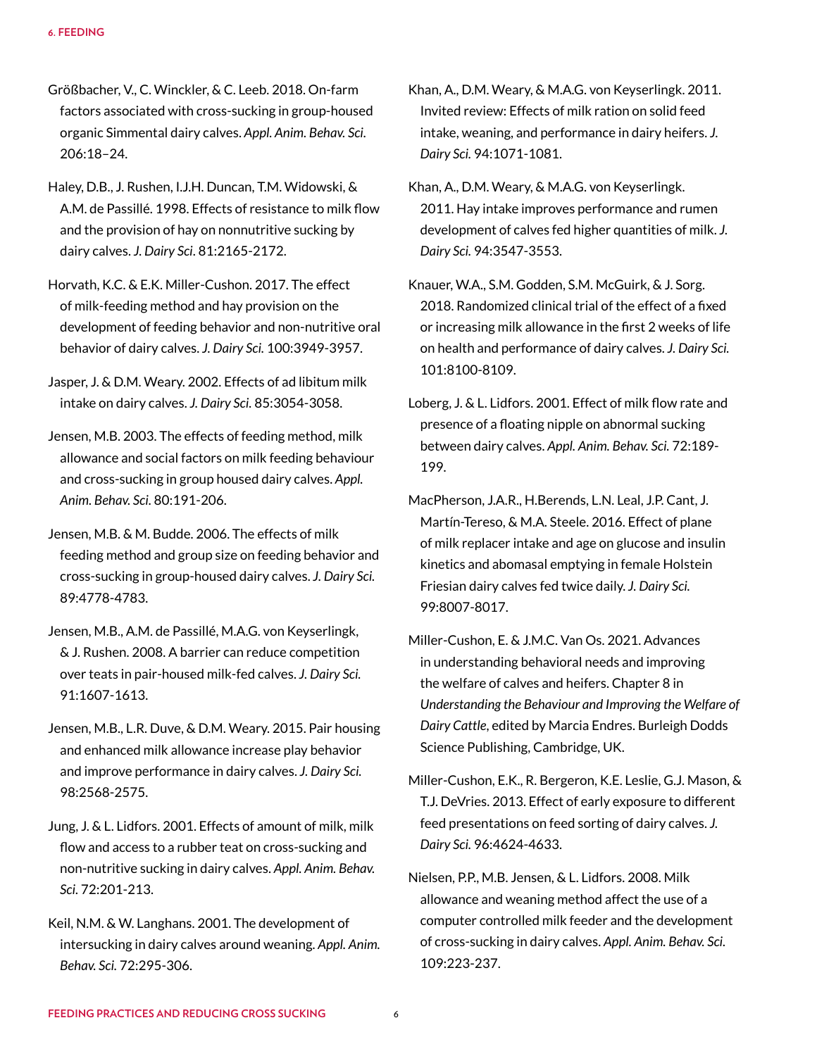Größbacher, V., C. Winckler, & C. Leeb. 2018. On-farm factors associated with cross-sucking in group-housed organic Simmental dairy calves. *Appl. Anim. Behav. Sci.* 206:18–24.

Haley, D.B., J. Rushen, I.J.H. Duncan, T.M. Widowski, & A.M. de Passillé. 1998. Effects of resistance to milk flow and the provision of hay on nonnutritive sucking by dairy calves. *J. Dairy Sci*. 81:2165-2172.

Horvath, K.C. & E.K. Miller-Cushon. 2017. The effect of milk-feeding method and hay provision on the development of feeding behavior and non-nutritive oral behavior of dairy calves. *J. Dairy Sci.* 100:3949-3957.

Jasper, J. & D.M. Weary. 2002. Effects of ad libitum milk intake on dairy calves. *J. Dairy Sci.* 85:3054-3058.

Jensen, M.B. 2003. The effects of feeding method, milk allowance and social factors on milk feeding behaviour and cross-sucking in group housed dairy calves. *Appl. Anim. Behav. Sci.* 80:191-206.

Jensen, M.B. & M. Budde. 2006. The effects of milk feeding method and group size on feeding behavior and cross-sucking in group-housed dairy calves. *J. Dairy Sci.* 89:4778-4783.

Jensen, M.B., A.M. de Passillé, M.A.G. von Keyserlingk, & J. Rushen. 2008. A barrier can reduce competition over teats in pair-housed milk-fed calves. *J. Dairy Sci.* 91:1607-1613.

Jensen, M.B., L.R. Duve, & D.M. Weary. 2015. Pair housing and enhanced milk allowance increase play behavior and improve performance in dairy calves. *J. Dairy Sci.* 98:2568-2575.

Jung, J. & L. Lidfors. 2001. Effects of amount of milk, milk flow and access to a rubber teat on cross-sucking and non-nutritive sucking in dairy calves. *Appl. Anim. Behav. Sci.* 72:201-213.

Keil, N.M. & W. Langhans. 2001. The development of intersucking in dairy calves around weaning. *Appl. Anim. Behav. Sci.* 72:295-306.

Khan, A., D.M. Weary, & M.A.G. von Keyserlingk. 2011. Invited review: Effects of milk ration on solid feed intake, weaning, and performance in dairy heifers. *J. Dairy Sci.* 94:1071-1081.

Khan, A., D.M. Weary, & M.A.G. von Keyserlingk. 2011. Hay intake improves performance and rumen development of calves fed higher quantities of milk. *J. Dairy Sci.* 94:3547-3553.

Knauer, W.A., S.M. Godden, S.M. McGuirk, & J. Sorg. 2018. Randomized clinical trial of the effect of a fixed or increasing milk allowance in the first 2 weeks of life on health and performance of dairy calves. *J. Dairy Sci.* 101:8100-8109.

Loberg, J. & L. Lidfors. 2001. Effect of milk flow rate and presence of a floating nipple on abnormal sucking between dairy calves. *Appl. Anim. Behav. Sci.* 72:189-199.

MacPherson, J.A.R., H.Berends, L.N. Leal, J.P. Cant, J. Martín-Tereso, & M.A. Steele. 2016. Effect of plane of milk replacer intake and age on glucose and insulin kinetics and abomasal emptying in female Holstein Friesian dairy calves fed twice daily. *J. Dairy Sci.* 99:8007-8017.

Miller-Cushon, E. & J.M.C. Van Os. 2021. Advances in understanding behavioral needs and improving the welfare of calves and heifers. Chapter 8 in *Understanding the Behaviour and Improving the Welfare of Dairy Cattle*, edited by Marcia Endres. Burleigh Dodds Science Publishing, Cambridge, UK.

Miller-Cushon, E.K., R. Bergeron, K.E. Leslie, G.J. Mason, & T.J. DeVries. 2013. Effect of early exposure to different feed presentations on feed sorting of dairy calves. *J. Dairy Sci.* 96:4624-4633.

Nielsen, P.P., M.B. Jensen, & L. Lidfors. 2008. Milk allowance and weaning method affect the use of a computer controlled milk feeder and the development of cross-sucking in dairy calves. *Appl. Anim. Behav. Sci.* 109:223-237.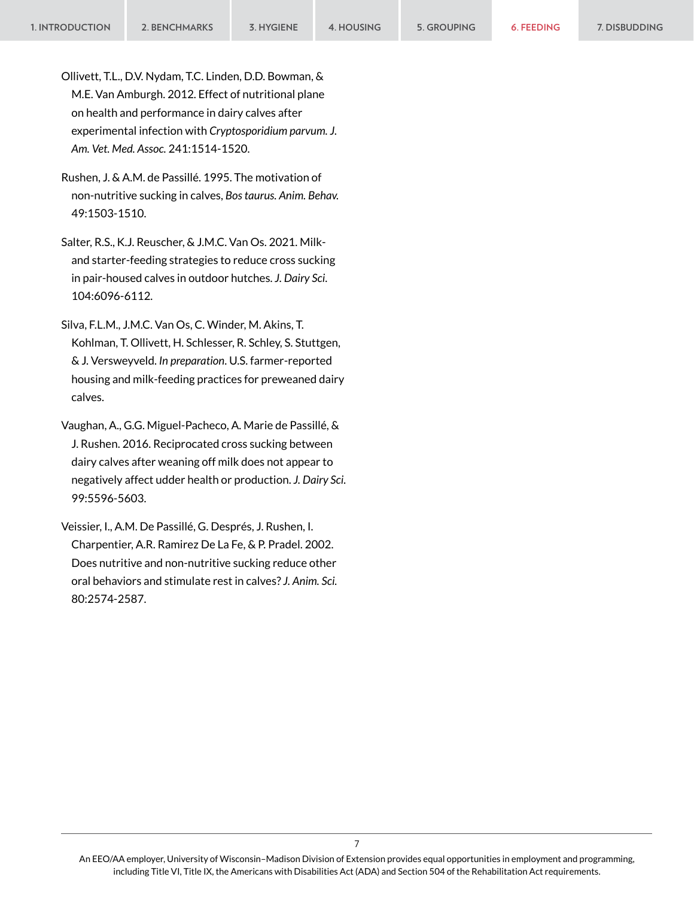Ollivett, T.L., D.V. Nydam, T.C. Linden, D.D. Bowman, & M.E. Van Amburgh. 2012. Effect of nutritional plane on health and performance in dairy calves after experimental infection with *Cryptosporidium parvum*. *J. Am. Vet. Med. Assoc.* 241:1514-1520.

Rushen, J. & A.M. de Passillé. 1995. The motivation of non-nutritive sucking in calves, *Bos taurus*. *Anim. Behav.* 49:1503-1510.

Salter, R.S., K.J. Reuscher, & J.M.C. Van Os. 2021. Milk- and starter-feeding strategies to reduce cross sucking in pair-housed calves in outdoor hutches. *J. Dairy Sci.* 104:6096-6112.

Silva, F.L.M., J.M.C. Van Os, C. Winder, M. Akins, T. Kohlman, T. Ollivett, H. Schlesser, R. Schley, S. Stuttgen, & J. Versweyveld. *In preparation*. U.S. farmer-reported housing and milk-feeding practices for preweaned dairy calves.

Vaughan, A., G.G. Miguel-Pacheco, A. Marie de Passillé, & J. Rushen. 2016. Reciprocated cross sucking between dairy calves after weaning off milk does not appear to negatively affect udder health or production. *J. Dairy Sci.* 99:5596-5603.

Veissier, I., A.M. De Passillé, G. Després, J. Rushen, I. Charpentier, A.R. Ramirez De La Fe, & P. Pradel. 2002. Does nutritive and non-nutritive sucking reduce other oral behaviors and stimulate rest in calves? *J. Anim. Sci.* 80:2574-2587.

An EEO/AA employer, University of Wisconsin–Madison Division of Extension provides equal opportunities in employment and programming, including Title VI, Title IX, the Americans with Disabilities Act (ADA) and Section 504 of the Rehabilitation Act requirements.